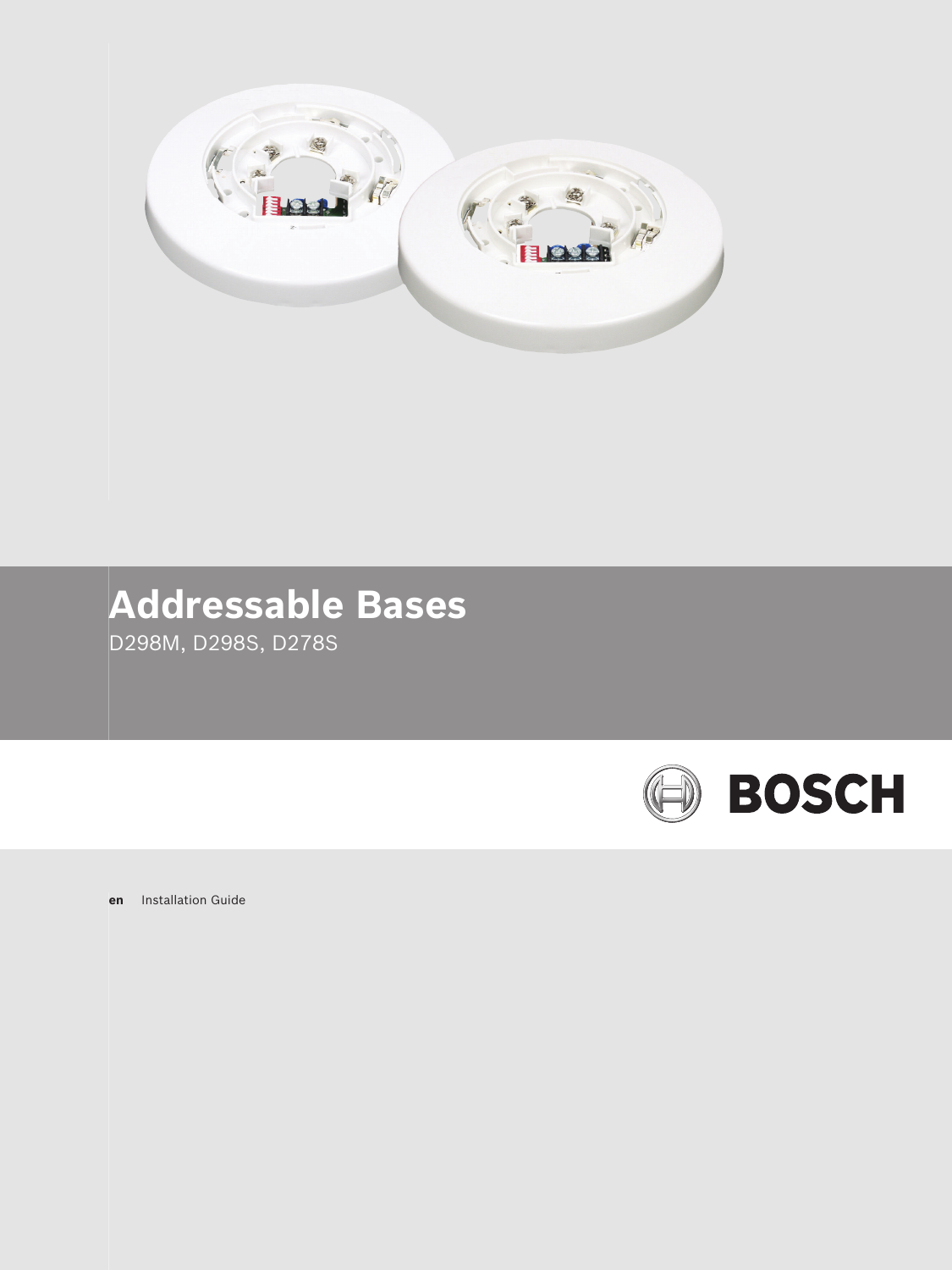# Addressable Bases

D298M, D298S, D278S

BOSCH

**en** Installation Guide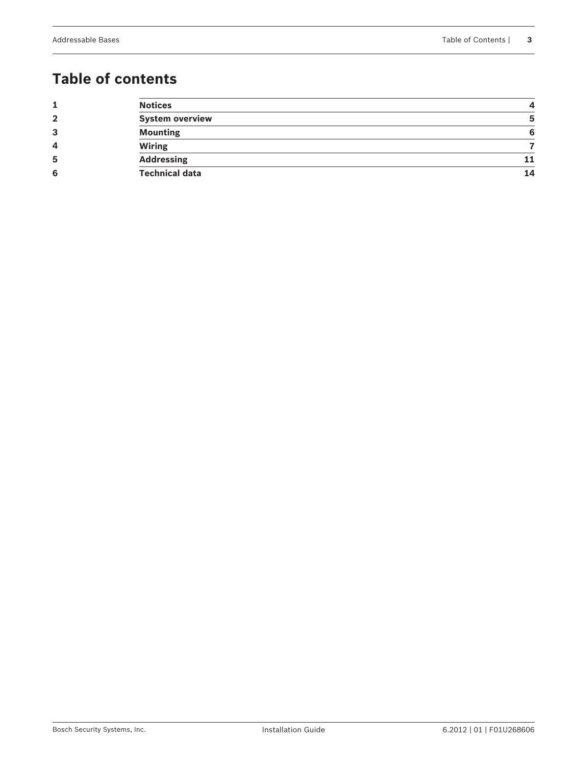# Table of contents

| | | |
|---|---|---|
| **1** | **Notices** | **4** |
| **2** | **System overview** | **5** |
| **3** | **Mounting** | **6** |
| **4** | **Wiring** | **7** |
| **5** | **Addressing** | **11** |
| **6** | **Technical data** | **14** |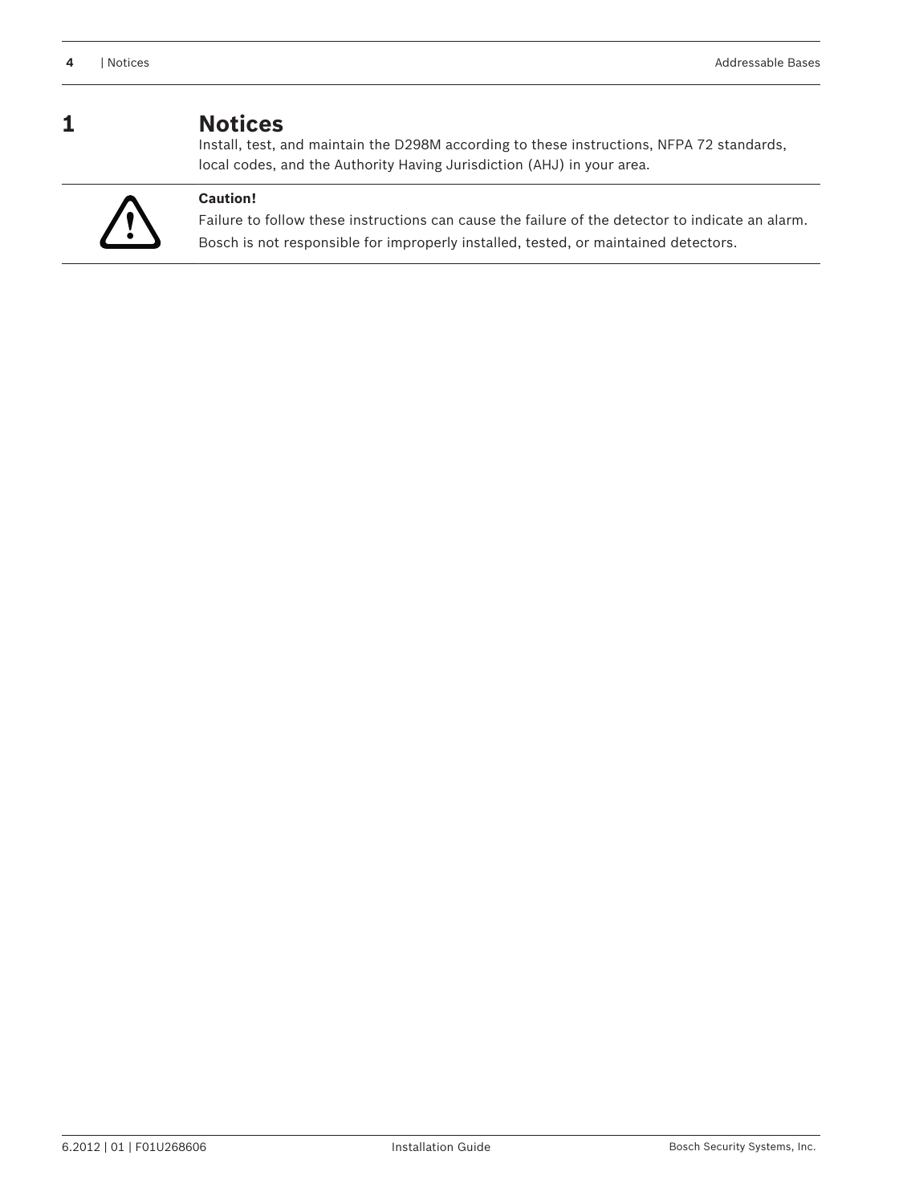# 1 Notices

Install, test, and maintain the D298M according to these instructions, NFPA 72 standards, local codes, and the Authority Having Jurisdiction (AHJ) in your area.

**Caution!**

Failure to follow these instructions can cause the failure of the detector to indicate an alarm. Bosch is not responsible for improperly installed, tested, or maintained detectors.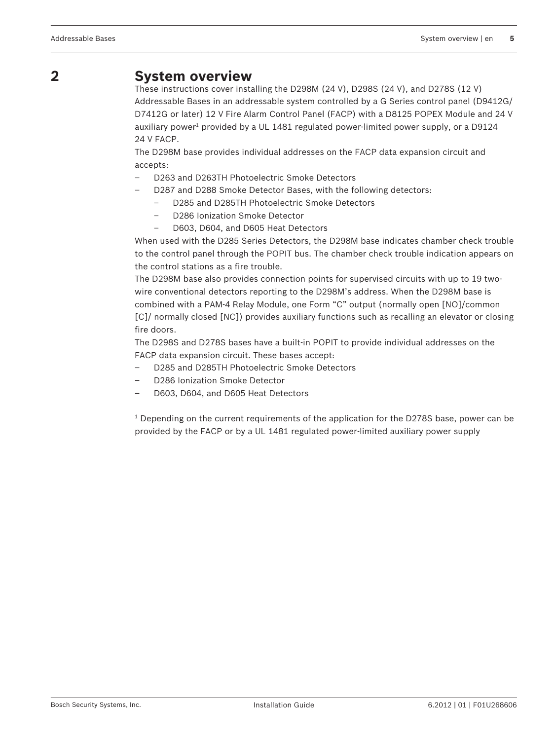# 2 System overview

These instructions cover installing the D298M (24 V), D298S (24 V), and D278S (12 V) Addressable Bases in an addressable system controlled by a G Series control panel (D9412G/D7412G or later) 12 V Fire Alarm Control Panel (FACP) with a D8125 POPEX Module and 24 V auxiliary power[1] provided by a UL 1481 regulated power-limited power supply, or a D9124 24 V FACP.

The D298M base provides individual addresses on the FACP data expansion circuit and accepts:

- D263 and D263TH Photoelectric Smoke Detectors
- D287 and D288 Smoke Detector Bases, with the following detectors:
  - D285 and D285TH Photoelectric Smoke Detectors
  - D286 Ionization Smoke Detector
  - D603, D604, and D605 Heat Detectors

When used with the D285 Series Detectors, the D298M base indicates chamber check trouble to the control panel through the POPIT bus. The chamber check trouble indication appears on the control stations as a fire trouble.

The D298M base also provides connection points for supervised circuits with up to 19 two-wire conventional detectors reporting to the D298M's address. When the D298M base is combined with a PAM-4 Relay Module, one Form "C" output (normally open [NO]/common [C]/ normally closed [NC]) provides auxiliary functions such as recalling an elevator or closing fire doors.

The D298S and D278S bases have a built-in POPIT to provide individual addresses on the FACP data expansion circuit. These bases accept:

- D285 and D285TH Photoelectric Smoke Detectors
- D286 Ionization Smoke Detector
- D603, D604, and D605 Heat Detectors

[1] Depending on the current requirements of the application for the D278S base, power can be provided by the FACP or by a UL 1481 regulated power-limited auxiliary power supply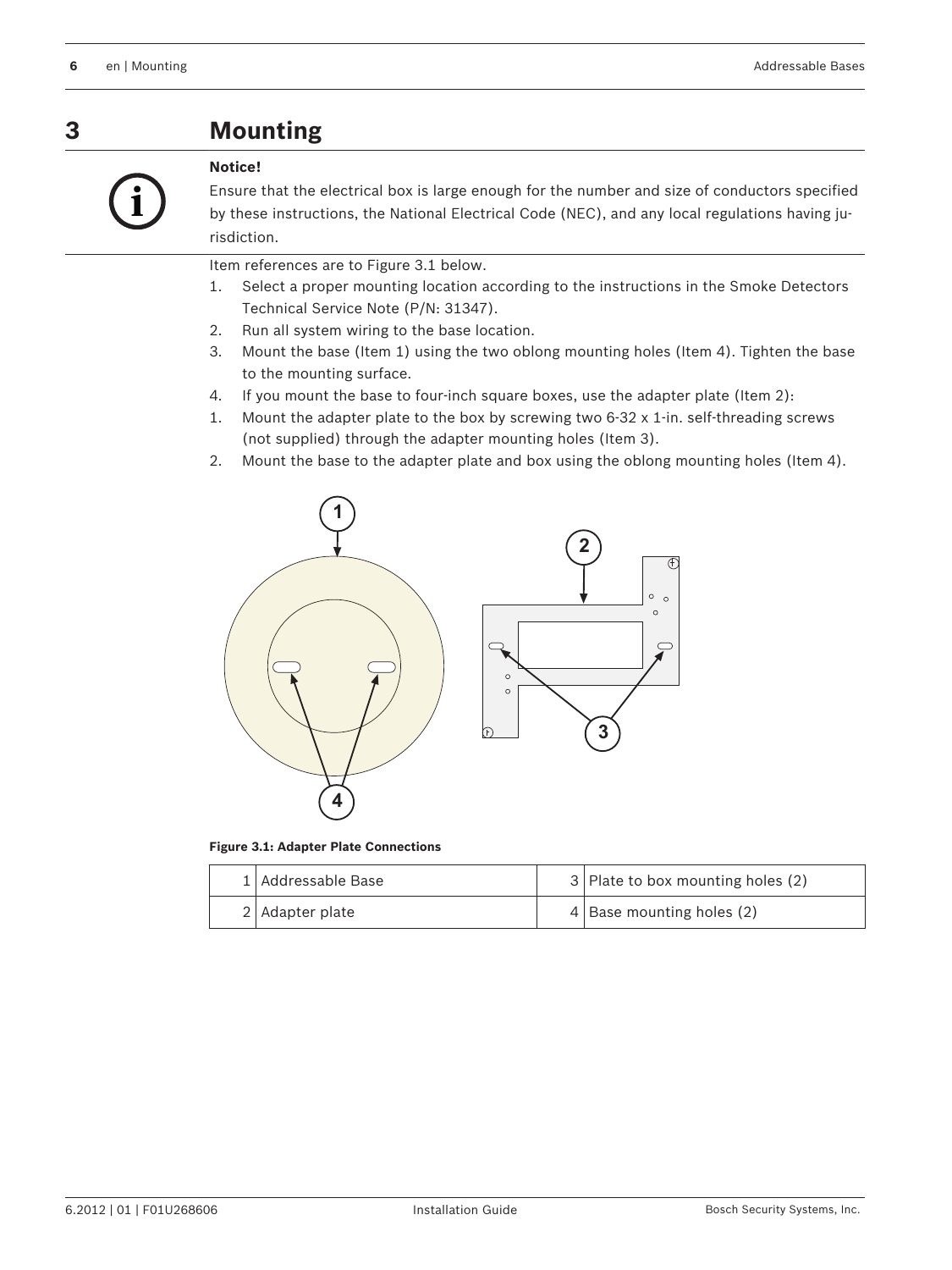# 3 Mounting

**Notice!**

Ensure that the electrical box is large enough for the number and size of conductors specified by these instructions, the National Electrical Code (NEC), and any local regulations having jurisdiction.

Item references are to Figure 3.1 below.

1. Select a proper mounting location according to the instructions in the Smoke Detectors Technical Service Note (P/N: 31347).
2. Run all system wiring to the base location.
3. Mount the base (Item 1) using the two oblong mounting holes (Item 4). Tighten the base to the mounting surface.
4. If you mount the base to four-inch square boxes, use the adapter plate (Item 2):

1. Mount the adapter plate to the box by screwing two 6-32 x 1-in. self-threading screws (not supplied) through the adapter mounting holes (Item 3).
2. Mount the base to the adapter plate and box using the oblong mounting holes (Item 4).

**Figure 3.1: Adapter Plate Connections**

| | | | |
|---|---|---|---|
| 1 | Addressable Base | 3 | Plate to box mounting holes (2) |
| 2 | Adapter plate | 4 | Base mounting holes (2) |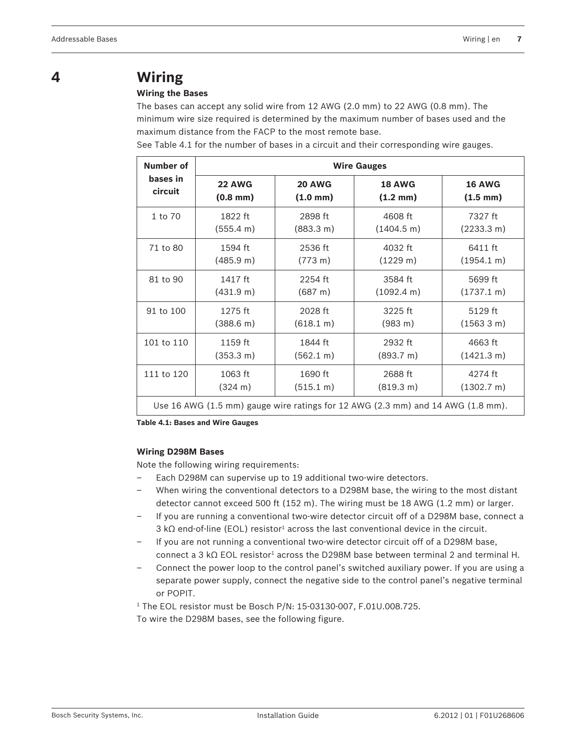# 4 Wiring

**Wiring the Bases**

The bases can accept any solid wire from 12 AWG (2.0 mm) to 22 AWG (0.8 mm). The minimum wire size required is determined by the maximum number of bases used and the maximum distance from the FACP to the most remote base.

See Table 4.1 for the number of bases in a circuit and their corresponding wire gauges.

| Number of bases in circuit | Wire Gauges | | | |
|---|---|---|---|---|
| | **22 AWG (0.8 mm)** | **20 AWG (1.0 mm)** | **18 AWG (1.2 mm)** | **16 AWG (1.5 mm)** |
| 1 to 70 | 1822 ft (555.4 m) | 2898 ft (883.3 m) | 4608 ft (1404.5 m) | 7327 ft (2233.3 m) |
| 71 to 80 | 1594 ft (485.9 m) | 2536 ft (773 m) | 4032 ft (1229 m) | 6411 ft (1954.1 m) |
| 81 to 90 | 1417 ft (431.9 m) | 2254 ft (687 m) | 3584 ft (1092.4 m) | 5699 ft (1737.1 m) |
| 91 to 100 | 1275 ft (388.6 m) | 2028 ft (618.1 m) | 3225 ft (983 m) | 5129 ft (1563 3 m) |
| 101 to 110 | 1159 ft (353.3 m) | 1844 ft (562.1 m) | 2932 ft (893.7 m) | 4663 ft (1421.3 m) |
| 111 to 120 | 1063 ft (324 m) | 1690 ft (515.1 m) | 2688 ft (819.3 m) | 4274 ft (1302.7 m) |
| Use 16 AWG (1.5 mm) gauge wire ratings for 12 AWG (2.3 mm) and 14 AWG (1.8 mm). | | | | |

**Table 4.1: Bases and Wire Gauges**

**Wiring D298M Bases**

Note the following wiring requirements:

- Each D298M can supervise up to 19 additional two-wire detectors.
- When wiring the conventional detectors to a D298M base, the wiring to the most distant detector cannot exceed 500 ft (152 m). The wiring must be 18 AWG (1.2 mm) or larger.
- If you are running a conventional two-wire detector circuit off of a D298M base, connect a 3 kΩ end-of-line (EOL) resistor[1] across the last conventional device in the circuit.
- If you are not running a conventional two-wire detector circuit off of a D298M base, connect a 3 kΩ EOL resistor[1] across the D298M base between terminal 2 and terminal H.
- Connect the power loop to the control panel's switched auxiliary power. If you are using a separate power supply, connect the negative side to the control panel's negative terminal or POPIT.

[1] The EOL resistor must be Bosch P/N: 15-03130-007, F.01U.008.725.

To wire the D298M bases, see the following figure.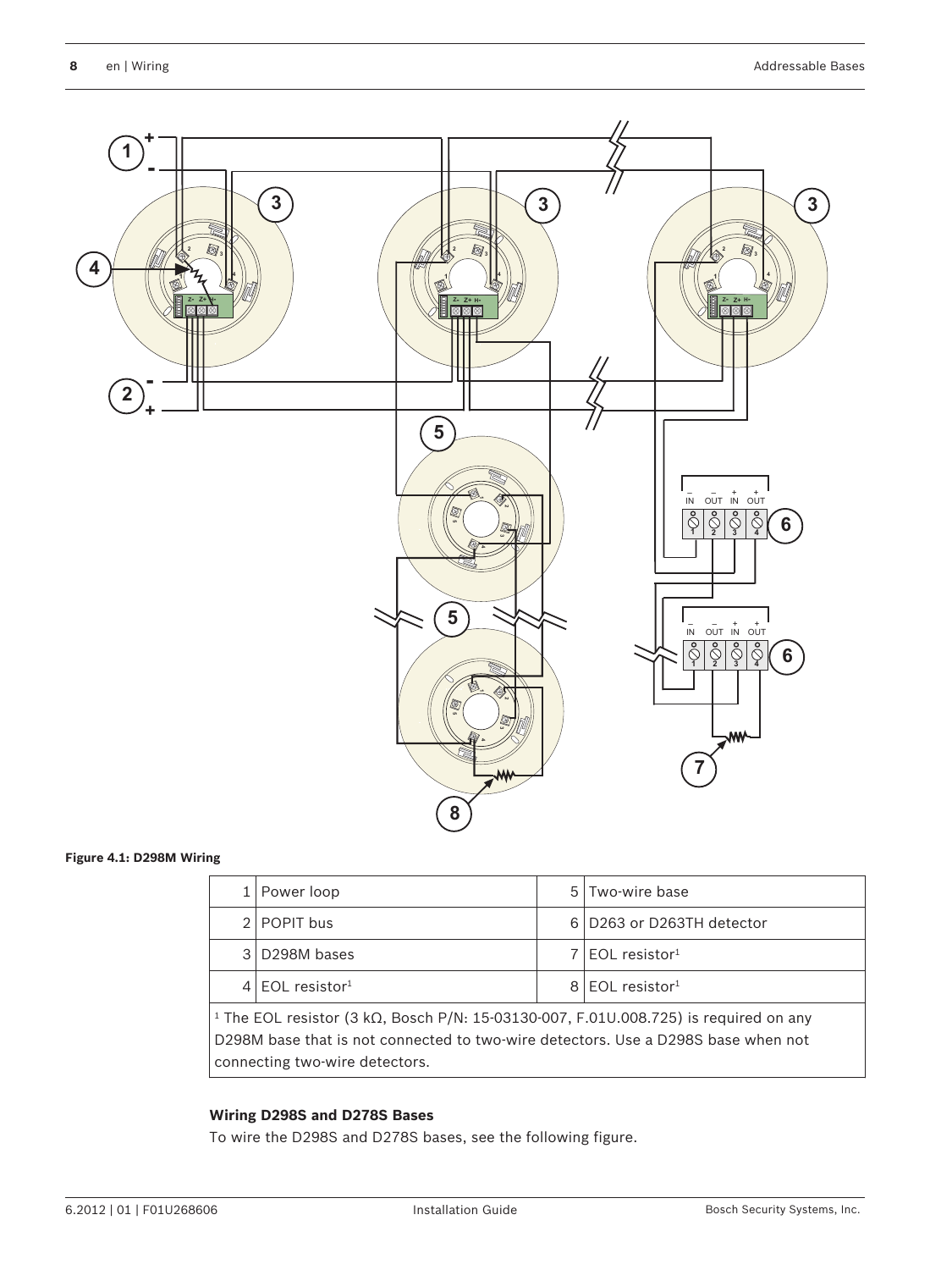**Figure 4.1: D298M Wiring**

| | | | |
|---|---|---|---|
| 1 | Power loop | 5 | Two-wire base |
| 2 | POPIT bus | 6 | D263 or D263TH detector |
| 3 | D298M bases | 7 | EOL resistor[1] |
| 4 | EOL resistor[1] | 8 | EOL resistor[1] |

[1] The EOL resistor (3 kΩ, Bosch P/N: 15-03130-007, F.01U.008.725) is required on any D298M base that is not connected to two-wire detectors. Use a D298S base when not connecting two-wire detectors.

### Wiring D298S and D278S Bases

To wire the D298S and D278S bases, see the following figure.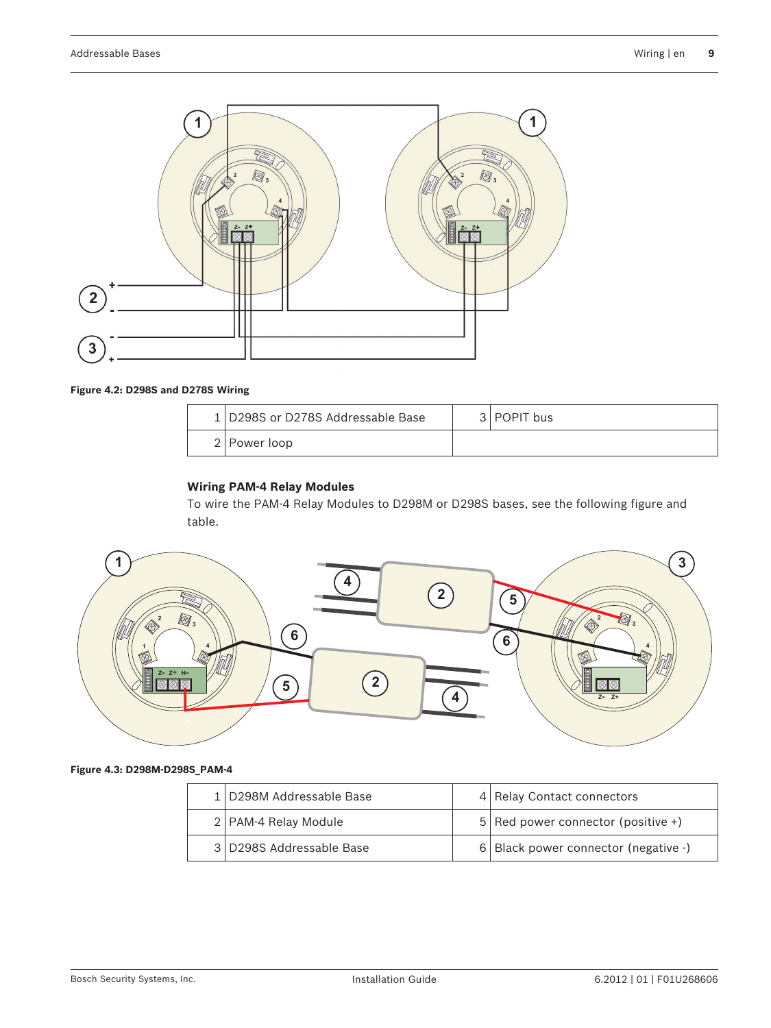**Figure 4.2: D298S and D278S Wiring**

| | | | |
|---|---|---|---|
| 1 | D298S or D278S Addressable Base | 3 | POPIT bus |
| 2 | Power loop | | |

**Wiring PAM-4 Relay Modules**

To wire the PAM-4 Relay Modules to D298M or D298S bases, see the following figure and table.

**Figure 4.3: D298M-D298S_PAM-4**

| | | | |
|---|---|---|---|
| 1 | D298M Addressable Base | 4 | Relay Contact connectors |
| 2 | PAM-4 Relay Module | 5 | Red power connector (positive +) |
| 3 | D298S Addressable Base | 6 | Black power connector (negative -) |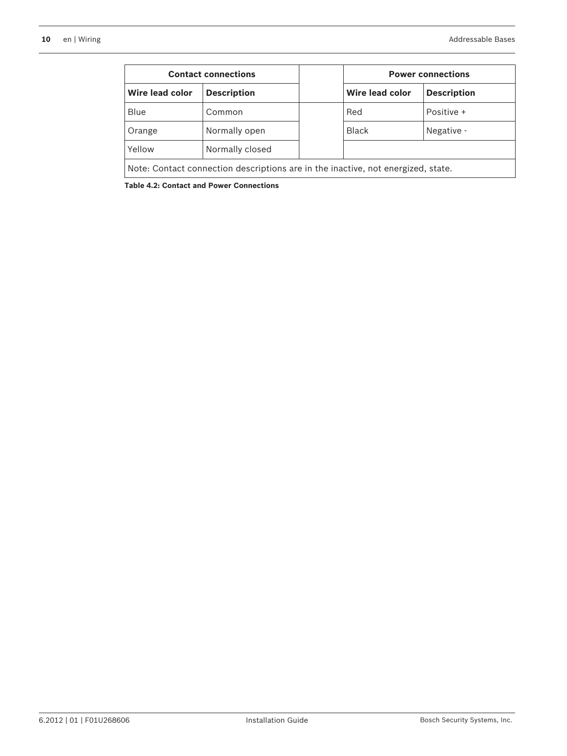| Contact connections | | | Power connections | |
|---|---|---|---|---|
| **Wire lead color** | **Description** | | **Wire lead color** | **Description** |
| Blue | Common | | Red | Positive + |
| Orange | Normally open | | Black | Negative - |
| Yellow | Normally closed | | | |
| Note: Contact connection descriptions are in the inactive, not energized, state. | | | | |

**Table 4.2: Contact and Power Connections**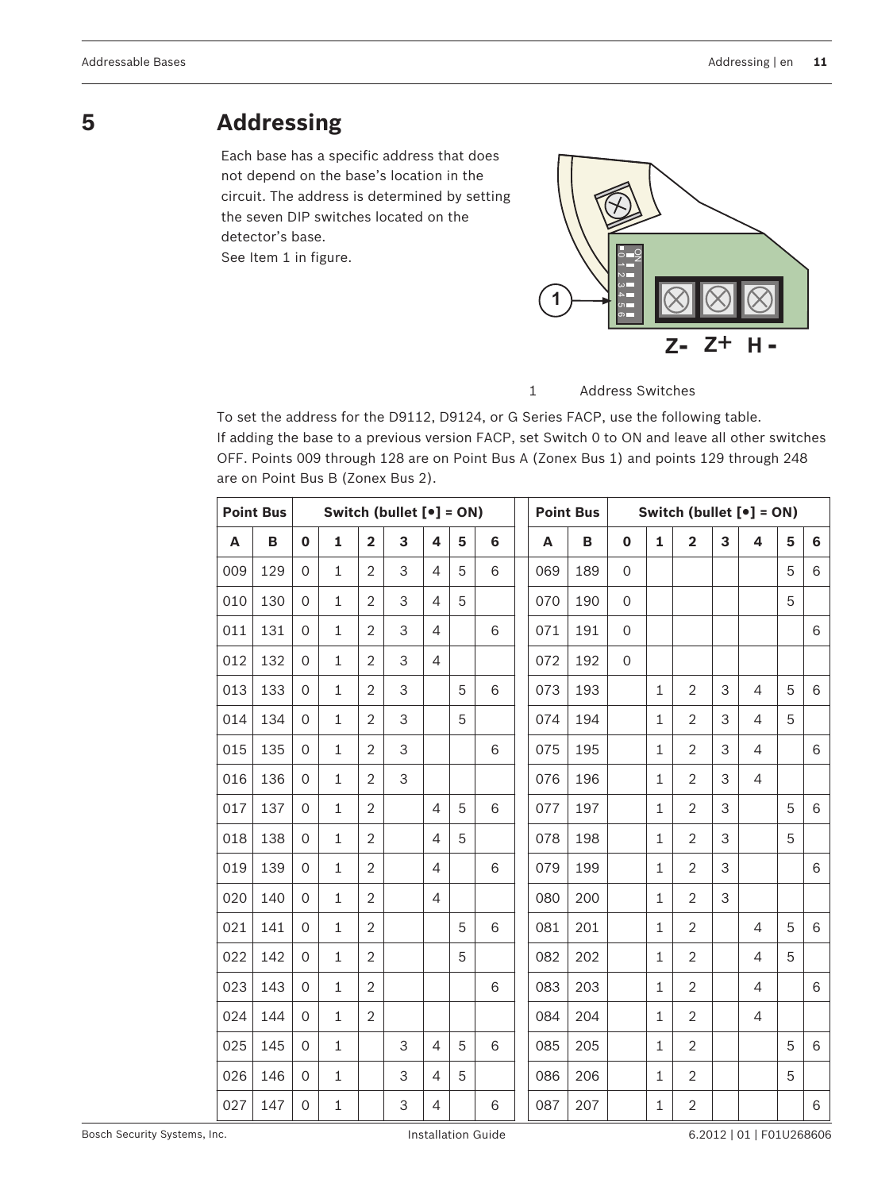# 5 Addressing

Each base has a specific address that does not depend on the base's location in the circuit. The address is determined by setting the seven DIP switches located on the detector's base.
See Item 1 in figure.

1 Address Switches

To set the address for the D9112, D9124, or G Series FACP, use the following table.
If adding the base to a previous version FACP, set Switch 0 to ON and leave all other switches OFF. Points 009 through 128 are on Point Bus A (Zonex Bus 1) and points 129 through 248 are on Point Bus B (Zonex Bus 2).

| Point Bus | | Switch (bullet [•] = ON) | | | | | | | | Point Bus | | Switch (bullet [•] = ON) | | | | | | |
|---|---|---|---|---|---|---|---|---|---|---|---|---|---|---|---|---|---|---|
| A | B | 0 | 1 | 2 | 3 | 4 | 5 | 6 | | A | B | 0 | 1 | 2 | 3 | 4 | 5 | 6 |
| 009 | 129 | 0 | 1 | 2 | 3 | 4 | 5 | 6 | | 069 | 189 | 0 | | | | | 5 | 6 |
| 010 | 130 | 0 | 1 | 2 | 3 | 4 | 5 | | | 070 | 190 | 0 | | | | | 5 | |
| 011 | 131 | 0 | 1 | 2 | 3 | 4 | | 6 | | 071 | 191 | 0 | | | | | | 6 |
| 012 | 132 | 0 | 1 | 2 | 3 | 4 | | | | 072 | 192 | 0 | | | | | | |
| 013 | 133 | 0 | 1 | 2 | 3 | | 5 | 6 | | 073 | 193 | | 1 | 2 | 3 | 4 | 5 | 6 |
| 014 | 134 | 0 | 1 | 2 | 3 | | 5 | | | 074 | 194 | | 1 | 2 | 3 | 4 | 5 | |
| 015 | 135 | 0 | 1 | 2 | 3 | | | 6 | | 075 | 195 | | 1 | 2 | 3 | 4 | | 6 |
| 016 | 136 | 0 | 1 | 2 | 3 | | | | | 076 | 196 | | 1 | 2 | 3 | 4 | | |
| 017 | 137 | 0 | 1 | 2 | | 4 | 5 | 6 | | 077 | 197 | | 1 | 2 | 3 | | 5 | 6 |
| 018 | 138 | 0 | 1 | 2 | | 4 | 5 | | | 078 | 198 | | 1 | 2 | 3 | | 5 | |
| 019 | 139 | 0 | 1 | 2 | | 4 | | 6 | | 079 | 199 | | 1 | 2 | 3 | | | 6 |
| 020 | 140 | 0 | 1 | 2 | | 4 | | | | 080 | 200 | | 1 | 2 | 3 | | | |
| 021 | 141 | 0 | 1 | 2 | | | 5 | 6 | | 081 | 201 | | 1 | 2 | | 4 | 5 | 6 |
| 022 | 142 | 0 | 1 | 2 | | | 5 | | | 082 | 202 | | 1 | 2 | | 4 | 5 | |
| 023 | 143 | 0 | 1 | 2 | | | | 6 | | 083 | 203 | | 1 | 2 | | 4 | | 6 |
| 024 | 144 | 0 | 1 | 2 | | | | | | 084 | 204 | | 1 | 2 | | 4 | | |
| 025 | 145 | 0 | 1 | | 3 | 4 | 5 | 6 | | 085 | 205 | | 1 | 2 | | | 5 | 6 |
| 026 | 146 | 0 | 1 | | 3 | 4 | 5 | | | 086 | 206 | | 1 | 2 | | | 5 | |
| 027 | 147 | 0 | 1 | | 3 | 4 | | 6 | | 087 | 207 | | 1 | 2 | | | | 6 |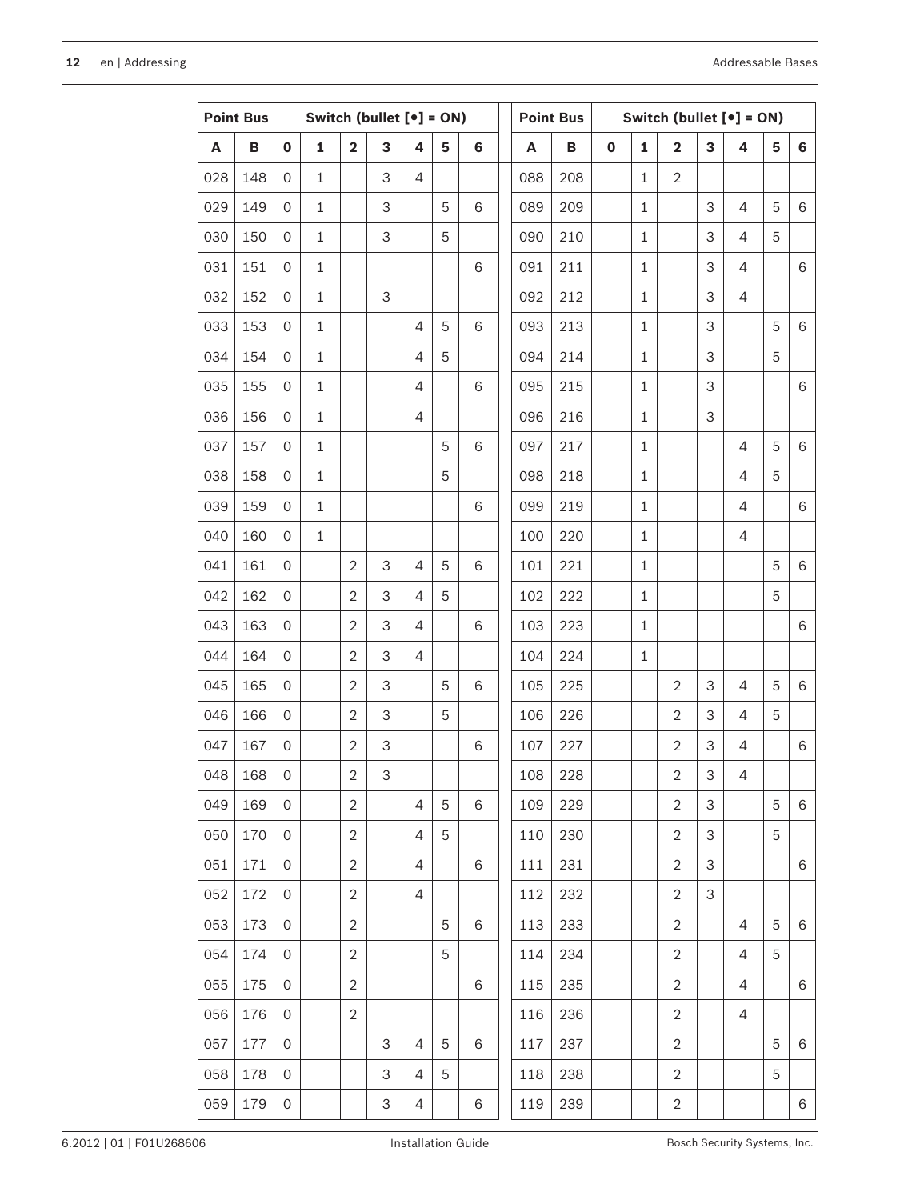| Point Bus | | Switch (bullet [•] = ON) | | | | | | |
|---|---|---|---|---|---|---|---|---|
| A | B | 0 | 1 | 2 | 3 | 4 | 5 | 6 |
| 028 | 148 | 0 | 1 | | 3 | 4 | | |
| 029 | 149 | 0 | 1 | | 3 | | 5 | 6 |
| 030 | 150 | 0 | 1 | | 3 | | 5 | |
| 031 | 151 | 0 | 1 | | | | | 6 |
| 032 | 152 | 0 | 1 | | 3 | | | |
| 033 | 153 | 0 | 1 | | | 4 | 5 | 6 |
| 034 | 154 | 0 | 1 | | | 4 | 5 | |
| 035 | 155 | 0 | 1 | | | 4 | | 6 |
| 036 | 156 | 0 | 1 | | | 4 | | |
| 037 | 157 | 0 | 1 | | | | 5 | 6 |
| 038 | 158 | 0 | 1 | | | | 5 | |
| 039 | 159 | 0 | 1 | | | | | 6 |
| 040 | 160 | 0 | 1 | | | | | |
| 041 | 161 | 0 | | 2 | 3 | 4 | 5 | 6 |
| 042 | 162 | 0 | | 2 | 3 | 4 | 5 | |
| 043 | 163 | 0 | | 2 | 3 | 4 | | 6 |
| 044 | 164 | 0 | | 2 | 3 | 4 | | |
| 045 | 165 | 0 | | 2 | 3 | | 5 | 6 |
| 046 | 166 | 0 | | 2 | 3 | | 5 | |
| 047 | 167 | 0 | | 2 | 3 | | | 6 |
| 048 | 168 | 0 | | 2 | 3 | | | |
| 049 | 169 | 0 | | 2 | | 4 | 5 | 6 |
| 050 | 170 | 0 | | 2 | | 4 | 5 | |
| 051 | 171 | 0 | | 2 | | 4 | | 6 |
| 052 | 172 | 0 | | 2 | | 4 | | |
| 053 | 173 | 0 | | 2 | | | 5 | 6 |
| 054 | 174 | 0 | | 2 | | | 5 | |
| 055 | 175 | 0 | | 2 | | | | 6 |
| 056 | 176 | 0 | | 2 | | | | |
| 057 | 177 | 0 | | | 3 | 4 | 5 | 6 |
| 058 | 178 | 0 | | | 3 | 4 | 5 | |
| 059 | 179 | 0 | | | 3 | 4 | | 6 |
| 088 | 208 | | 1 | 2 | | | | |
| 089 | 209 | | 1 | | 3 | 4 | 5 | 6 |
| 090 | 210 | | 1 | | 3 | 4 | 5 | |
| 091 | 211 | | 1 | | 3 | 4 | | 6 |
| 092 | 212 | | 1 | | 3 | 4 | | |
| 093 | 213 | | 1 | | 3 | | 5 | 6 |
| 094 | 214 | | 1 | | 3 | | 5 | |
| 095 | 215 | | 1 | | 3 | | | 6 |
| 096 | 216 | | 1 | | 3 | | | |
| 097 | 217 | | 1 | | | 4 | 5 | 6 |
| 098 | 218 | | 1 | | | 4 | 5 | |
| 099 | 219 | | 1 | | | 4 | | 6 |
| 100 | 220 | | 1 | | | 4 | | |
| 101 | 221 | | 1 | | | | 5 | 6 |
| 102 | 222 | | 1 | | | | 5 | |
| 103 | 223 | | 1 | | | | | 6 |
| 104 | 224 | | 1 | | | | | |
| 105 | 225 | | | 2 | 3 | 4 | 5 | 6 |
| 106 | 226 | | | 2 | 3 | 4 | 5 | |
| 107 | 227 | | | 2 | 3 | 4 | | 6 |
| 108 | 228 | | | 2 | 3 | 4 | | |
| 109 | 229 | | | 2 | 3 | | 5 | 6 |
| 110 | 230 | | | 2 | 3 | | 5 | |
| 111 | 231 | | | 2 | 3 | | | 6 |
| 112 | 232 | | | 2 | 3 | | | |
| 113 | 233 | | | 2 | | 4 | 5 | 6 |
| 114 | 234 | | | 2 | | 4 | 5 | |
| 115 | 235 | | | 2 | | 4 | | 6 |
| 116 | 236 | | | 2 | | 4 | | |
| 117 | 237 | | | 2 | | | 5 | 6 |
| 118 | 238 | | | 2 | | | 5 | |
| 119 | 239 | | | 2 | | | | 6 |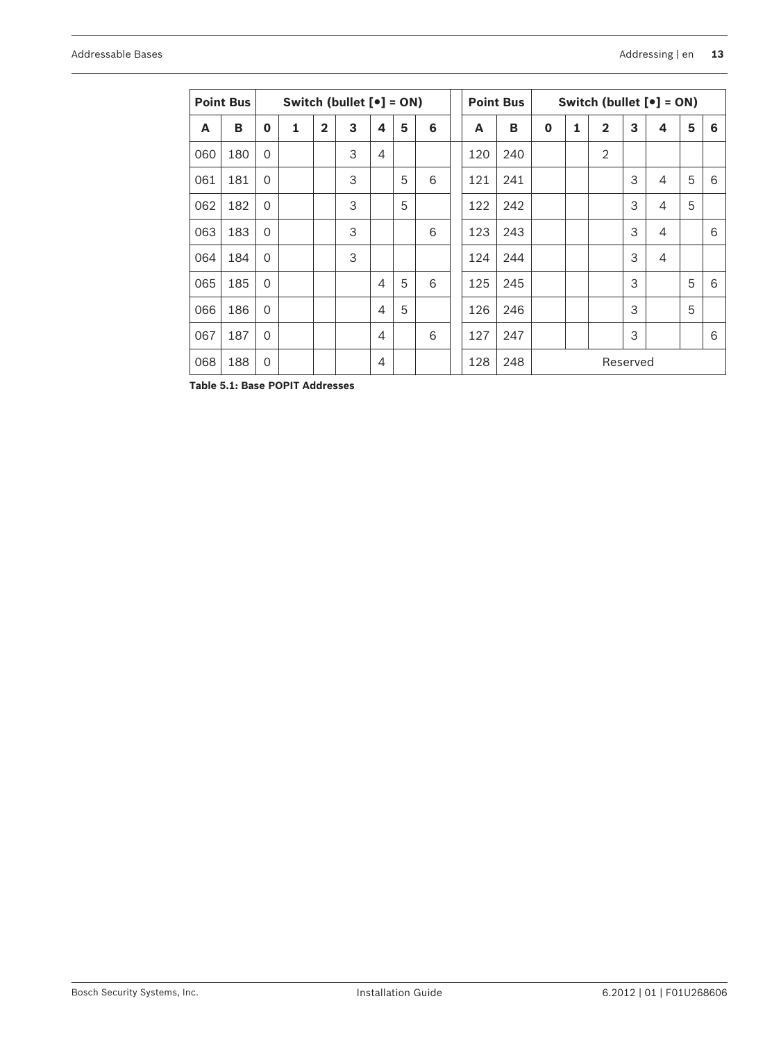| Point Bus | | Switch (bullet [•] = ON) | | | | | | | | Point Bus | | Switch (bullet [•] = ON) | | | | | | |
|---|---|---|---|---|---|---|---|---|---|---|---|---|---|---|---|---|---|---|
| A | B | 0 | 1 | 2 | 3 | 4 | 5 | 6 | | A | B | 0 | 1 | 2 | 3 | 4 | 5 | 6 |
| 060 | 180 | 0 | | | 3 | 4 | | | | 120 | 240 | | | 2 | | | | |
| 061 | 181 | 0 | | | 3 | | 5 | 6 | | 121 | 241 | | | | 3 | 4 | 5 | 6 |
| 062 | 182 | 0 | | | 3 | | 5 | | | 122 | 242 | | | | 3 | 4 | 5 | |
| 063 | 183 | 0 | | | 3 | | | 6 | | 123 | 243 | | | | 3 | 4 | | 6 |
| 064 | 184 | 0 | | | 3 | | | | | 124 | 244 | | | | 3 | 4 | | |
| 065 | 185 | 0 | | | | 4 | 5 | 6 | | 125 | 245 | | | | 3 | | 5 | 6 |
| 066 | 186 | 0 | | | | 4 | 5 | | | 126 | 246 | | | | 3 | | 5 | |
| 067 | 187 | 0 | | | | 4 | | 6 | | 127 | 247 | | | | 3 | | | 6 |
| 068 | 188 | 0 | | | | 4 | | | | 128 | 248 | Reserved | | | | | | |

**Table 5.1: Base POPIT Addresses**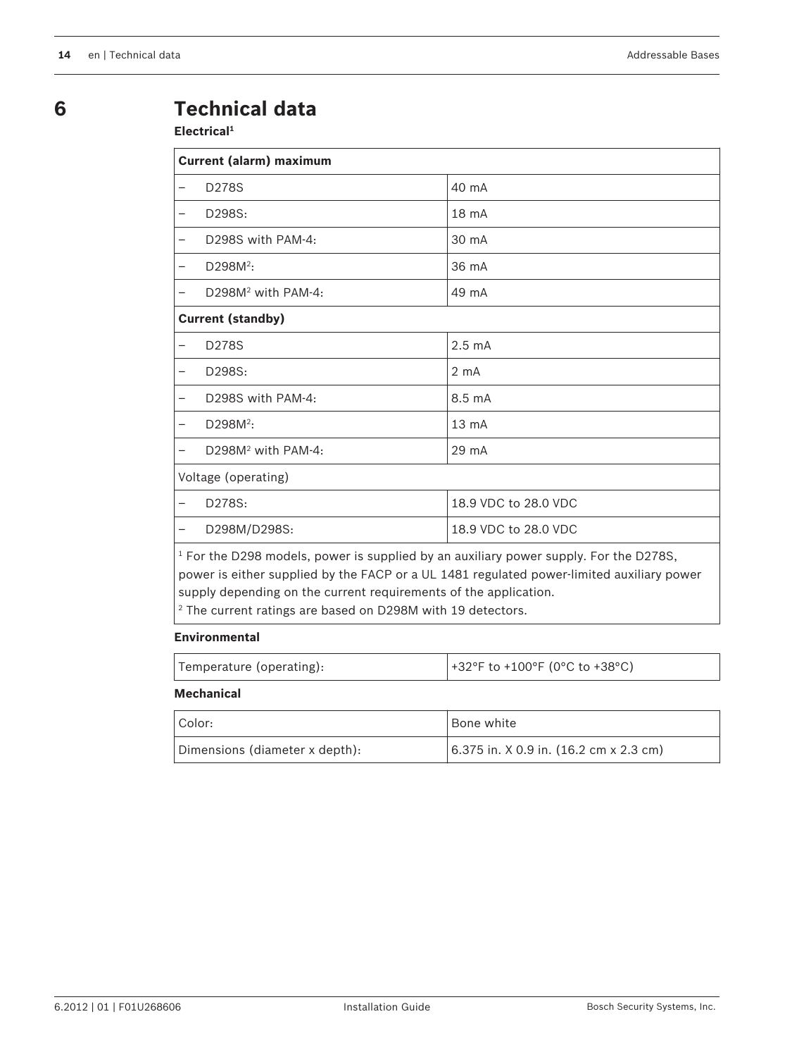# 6 Technical data

**Electrical[1]**

| **Current (alarm) maximum** | |
|---|---|
| – D278S | 40 mA |
| – D298S: | 18 mA |
| – D298S with PAM-4: | 30 mA |
| – D298M[2]: | 36 mA |
| – D298M[2] with PAM-4: | 49 mA |
| **Current (standby)** | |
| – D278S | 2.5 mA |
| – D298S: | 2 mA |
| – D298S with PAM-4: | 8.5 mA |
| – D298M[2]: | 13 mA |
| – D298M[2] with PAM-4: | 29 mA |
| Voltage (operating) | |
| – D278S: | 18.9 VDC to 28.0 VDC |
| – D298M/D298S: | 18.9 VDC to 28.0 VDC |

[1] For the D298 models, power is supplied by an auxiliary power supply. For the D278S, power is either supplied by the FACP or a UL 1481 regulated power-limited auxiliary power supply depending on the current requirements of the application.
[2] The current ratings are based on D298M with 19 detectors.

**Environmental**

| Temperature (operating): | +32°F to +100°F (0°C to +38°C) |
|---|---|

**Mechanical**

| Color: | Bone white |
|---|---|
| Dimensions (diameter x depth): | 6.375 in. X 0.9 in. (16.2 cm x 2.3 cm) |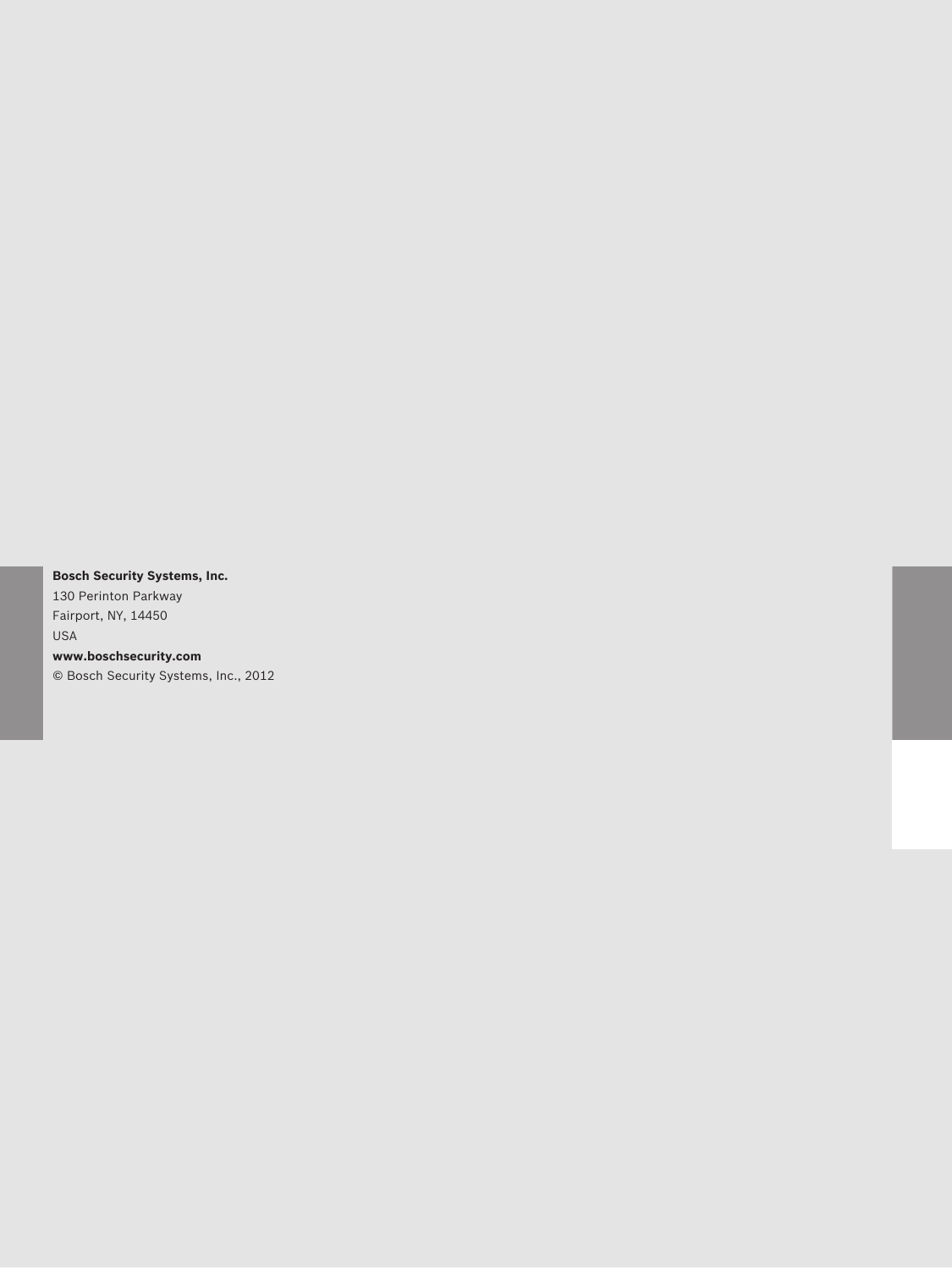**Bosch Security Systems, Inc.**
130 Perinton Parkway
Fairport, NY, 14450
USA
**www.boschsecurity.com**
© Bosch Security Systems, Inc., 2012